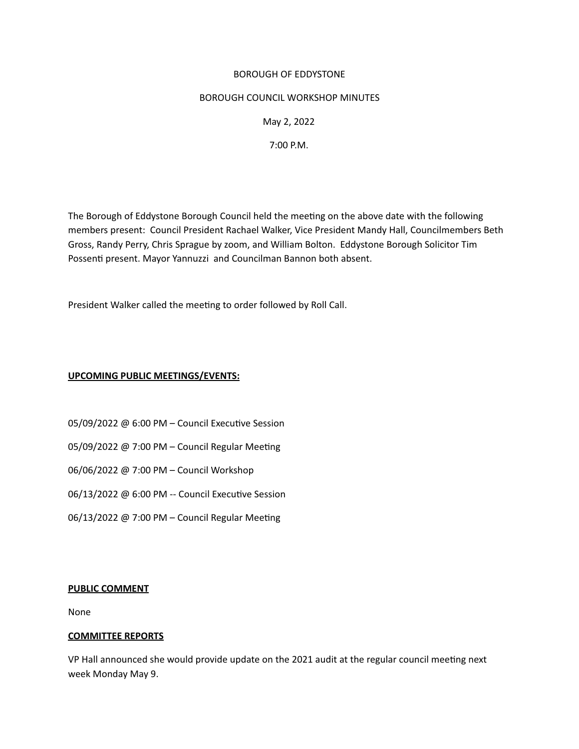BOROUGH OF EDDYSTONE

BOROUGH COUNCIL WORKSHOP MINUTES

May 2, 2022

7:00 P.M.

The Borough of Eddystone Borough Council held the meeting on the above date with the following members present: Council President Rachael Walker, Vice President Mandy Hall, Councilmembers Beth Gross, Randy Perry, Chris Sprague by zoom, and William Bolton. Eddystone Borough Solicitor Tim Possenti present. Mayor Yannuzzi and Councilman Bannon both absent.

President Walker called the meeting to order followed by Roll Call.

**UPCOMING PUBLIC MEETINGS/EVENTS:**

05/09/2022 @ 6:00 PM – Council Executive Session

05/09/2022 @ 7:00 PM – Council Regular Meeting

06/06/2022 @ 7:00 PM – Council Workshop

06/13/2022 @ 6:00 PM -- Council Executive Session

06/13/2022 @ 7:00 PM – Council Regular Meeting

**PUBLIC COMMENT**

None

**COMMITTEE REPORTS**

VP Hall announced she would provide update on the 2021 audit at the regular council meeting next week Monday May 9.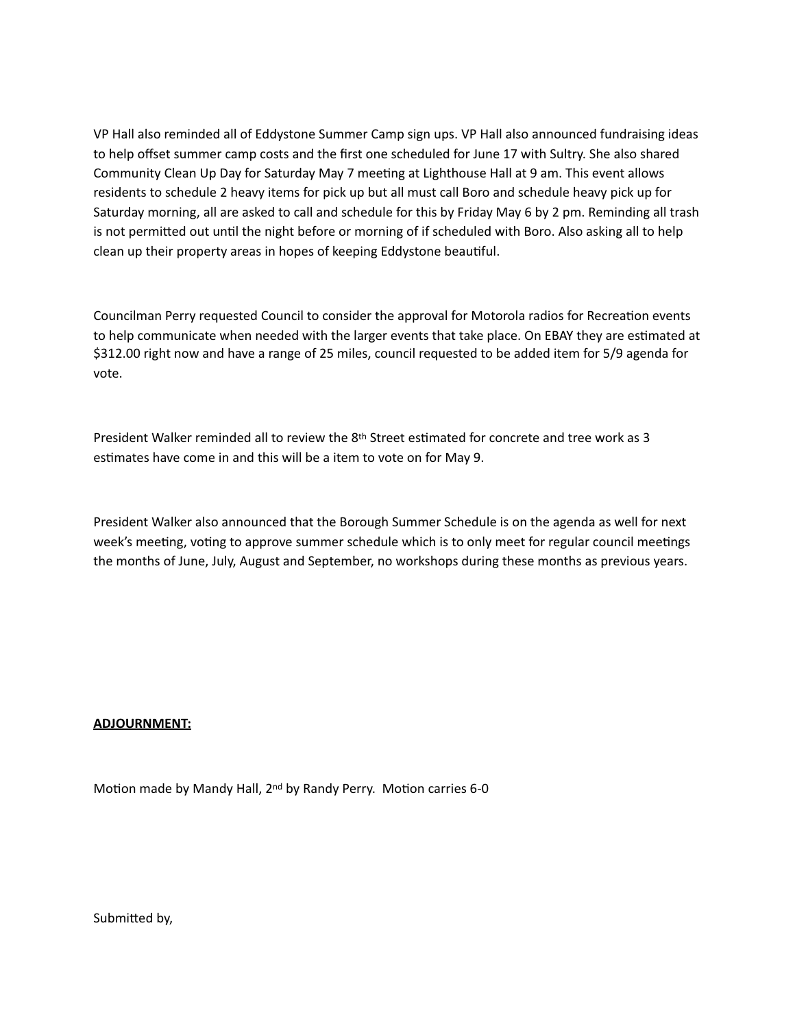VP Hall also reminded all of Eddystone Summer Camp sign ups. VP Hall also announced fundraising ideas to help offset summer camp costs and the first one scheduled for June 17 with Sultry. She also shared Community Clean Up Day for Saturday May 7 meeting at Lighthouse Hall at 9 am. This event allows residents to schedule 2 heavy items for pick up but all must call Boro and schedule heavy pick up for Saturday morning, all are asked to call and schedule for this by Friday May 6 by 2 pm. Reminding all trash is not permitted out until the night before or morning of if scheduled with Boro. Also asking all to help clean up their property areas in hopes of keeping Eddystone beautiful.

Councilman Perry requested Council to consider the approval for Motorola radios for Recreation events to help communicate when needed with the larger events that take place. On EBAY they are estimated at $312.00 right now and have a range of 25 miles, council requested to be added item for 5/9 agenda for vote.

President Walker reminded all to review the 8th Street estimated for concrete and tree work as 3 estimates have come in and this will be a item to vote on for May 9.

President Walker also announced that the Borough Summer Schedule is on the agenda as well for next week's meeting, voting to approve summer schedule which is to only meet for regular council meetings the months of June, July, August and September, no workshops during these months as previous years.

**ADJOURNMENT:**

Motion made by Mandy Hall, 2nd by Randy Perry. Motion carries 6-0

Submitted by,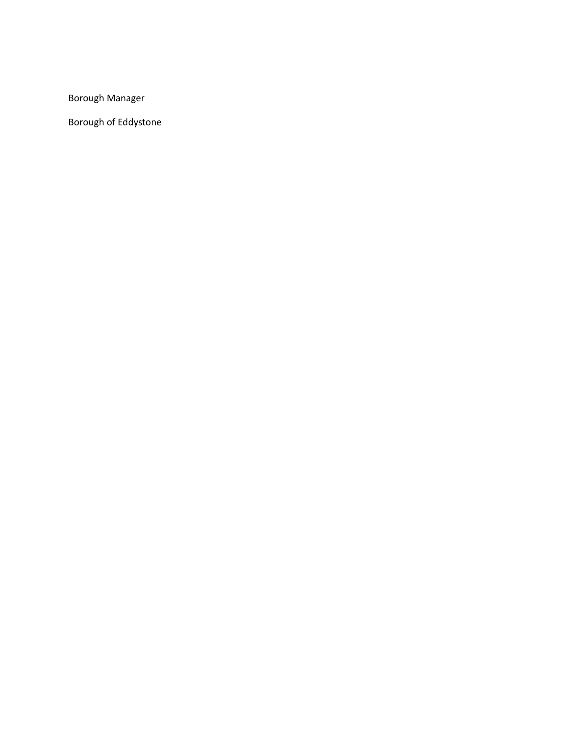Borough Manager

Borough of Eddystone